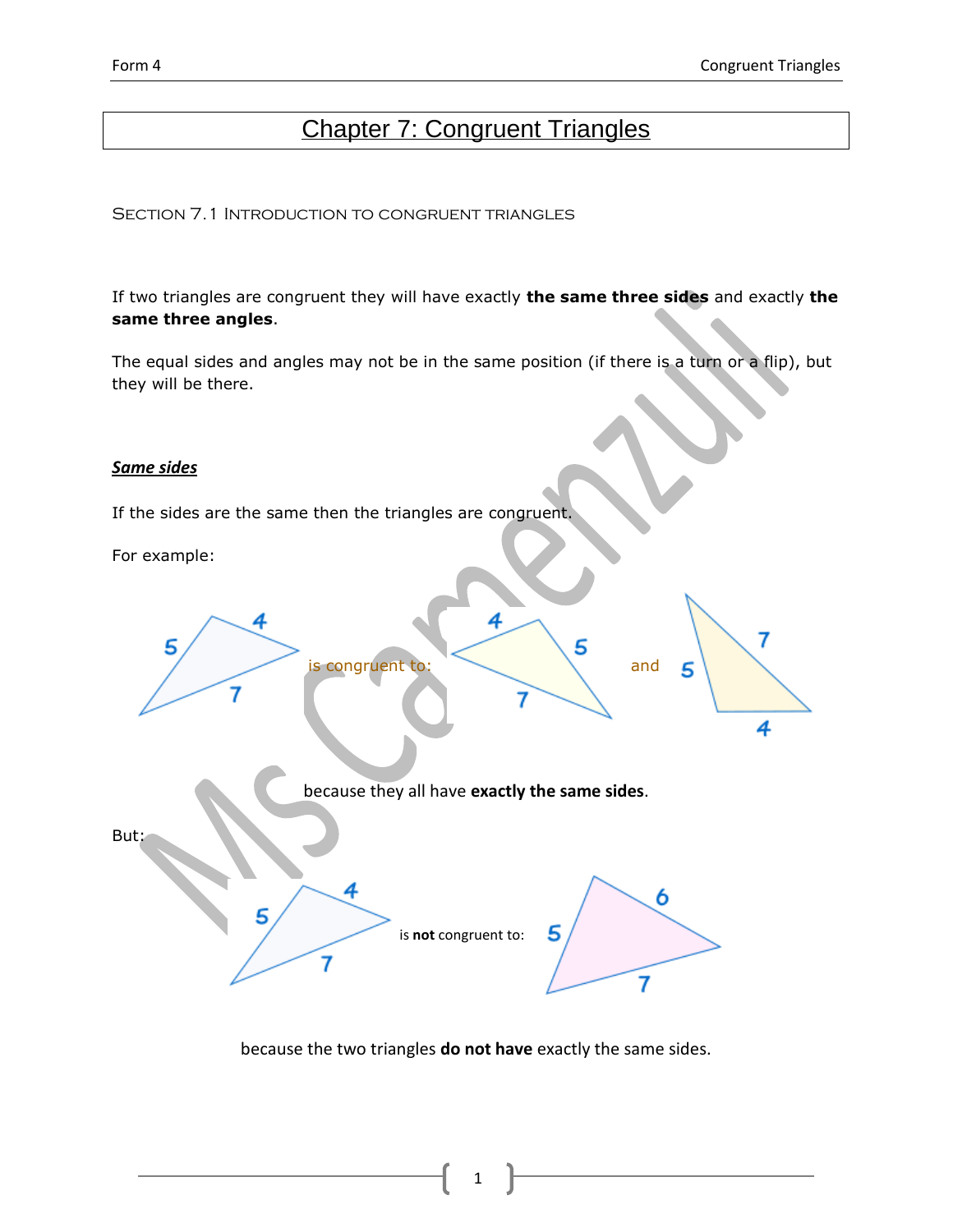# Chapter 7: Congruent Triangles

## Section 7.1 Introduction to congruent triangles

If two triangles are congruent they will have exactly **the same three sides** and exactly **the same three angles**.

The equal sides and angles may not be in the same position (if there is a turn or a flip), but they will be there.

### ***Same sides***

If the sides are the same then the triangles are congruent.

For example:

5, 4, 7 is congruent to: 4, 5, 7 and 5, 7, 4

because they all have **exactly the same sides**.

But:

5, 4, 7 is **not** congruent to: 5, 6, 7

because the two triangles **do not have** exactly the same sides.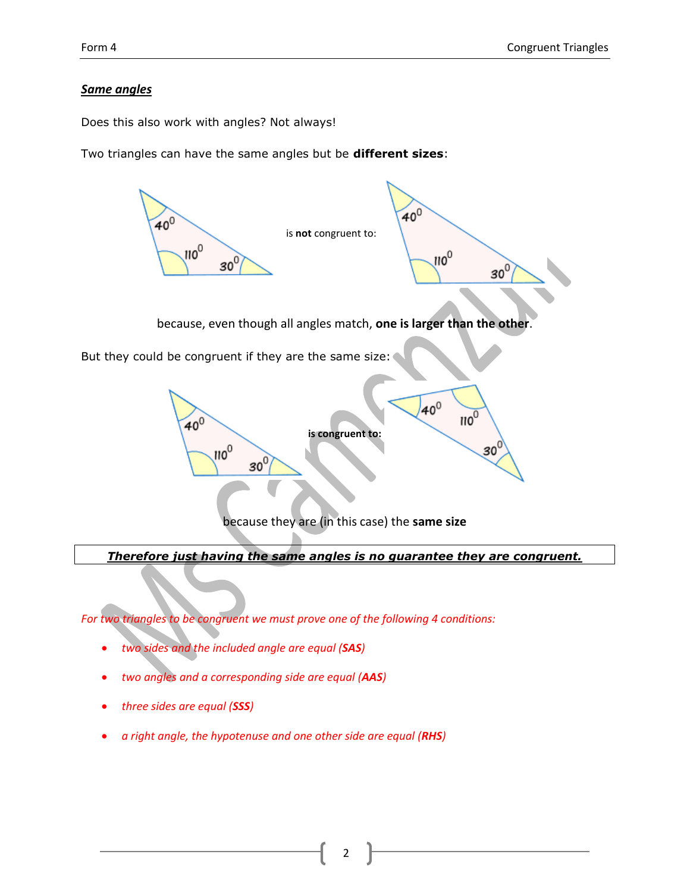***Same angles***

Does this also work with angles? Not always!

Two triangles can have the same angles but be **different sizes**:

is **not** congruent to:

because, even though all angles match, **one is larger than the other**.

But they could be congruent if they are the same size:

**is congruent to:**

because they are (in this case) the **same size**

| ***Therefore just having the same angles is no guarantee they are congruent.*** |
|---|

*For two triangles to be congruent we must prove one of the following 4 conditions:*

- *two sides and the included angle are equal (**SAS**)*
- *two angles and a corresponding side are equal (**AAS**)*
- *three sides are equal (**SSS**)*
- *a right angle, the hypotenuse and one other side are equal (**RHS**)*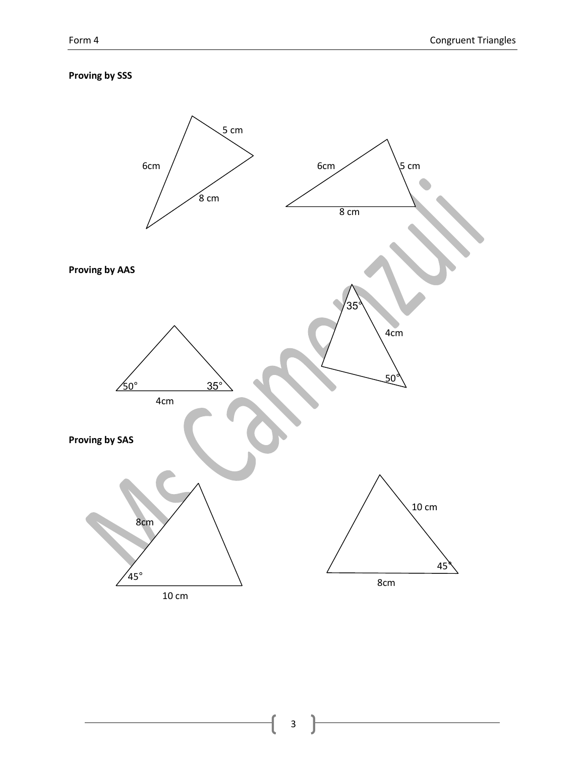**Proving by SSS**

5 cm

6cm

8 cm

6cm

5 cm

8 cm

**Proving by AAS**

35°

4cm

50°

35°

50°

4cm

**Proving by SAS**

8cm

45°

10 cm

10 cm

45°

8cm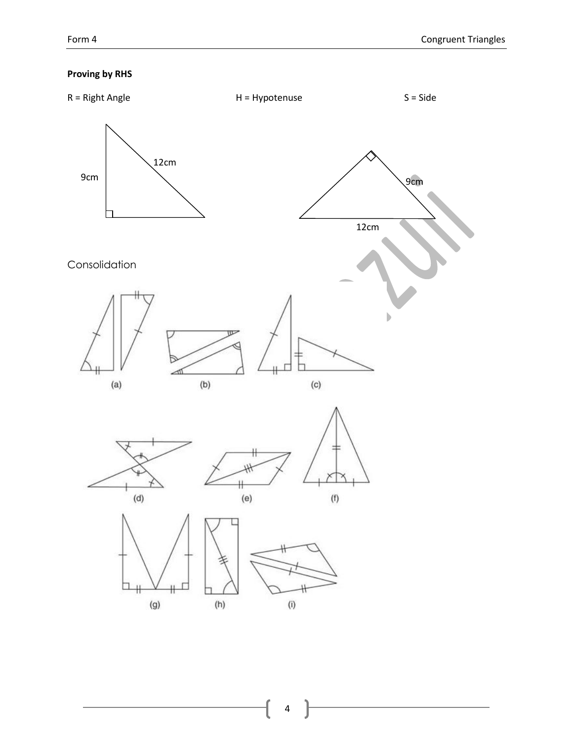**Proving by RHS**

R = Right Angle H = Hypotenuse S = Side

9cm

12cm

9cm

12cm

Consolidation

(a) (b) (c)

(d) (e) (f)

(g) (h) (i)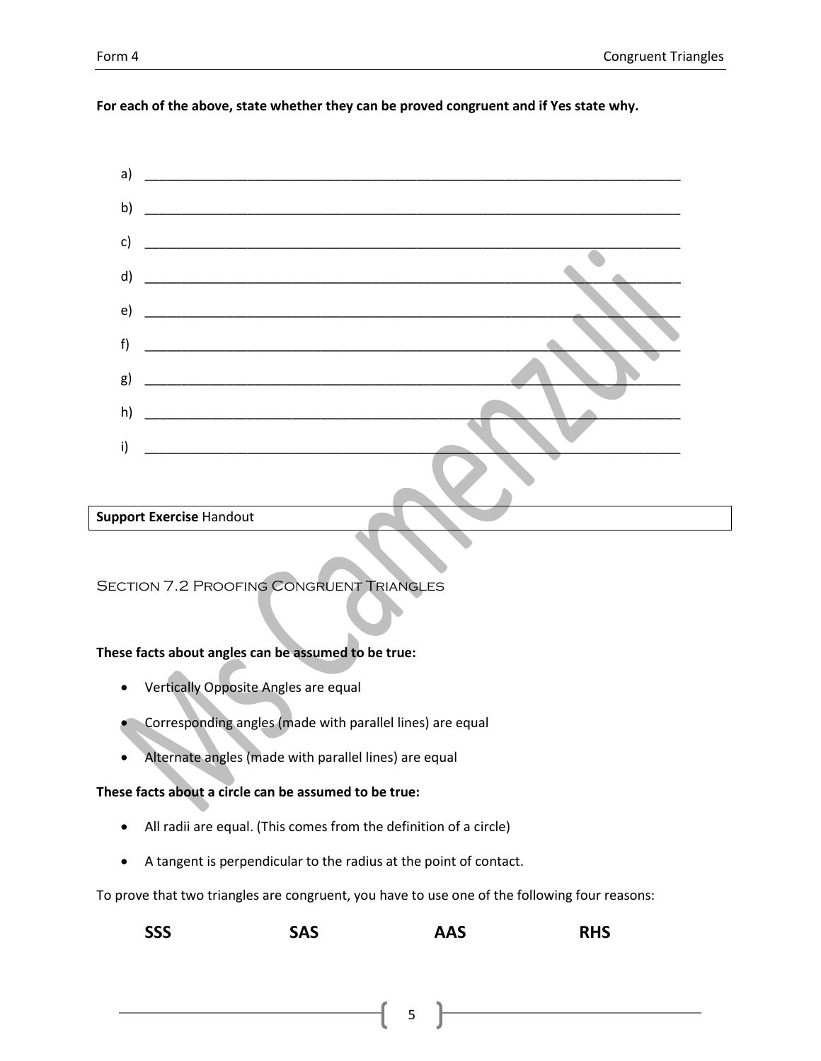**For each of the above, state whether they can be proved congruent and if Yes state why.**

a) ____________________________________________________________________________

b) ____________________________________________________________________________

c) ____________________________________________________________________________

d) ____________________________________________________________________________

e) ____________________________________________________________________________

f) ____________________________________________________________________________

g) ____________________________________________________________________________

h) ____________________________________________________________________________

i) ____________________________________________________________________________

| **Support Exercise** Handout |
|---|

## Section 7.2 Proofing Congruent Triangles

**These facts about angles can be assumed to be true:**

- Vertically Opposite Angles are equal
- Corresponding angles (made with parallel lines) are equal
- Alternate angles (made with parallel lines) are equal

**These facts about a circle can be assumed to be true:**

- All radii are equal. (This comes from the definition of a circle)
- A tangent is perpendicular to the radius at the point of contact.

To prove that two triangles are congruent, you have to use one of the following four reasons:

**SSS** **SAS** **AAS** **RHS**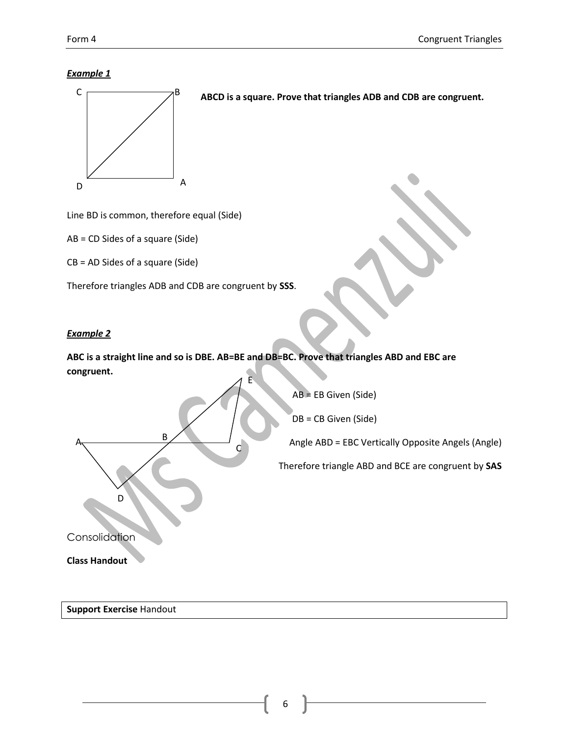***Example 1***

**ABCD is a square. Prove that triangles ADB and CDB are congruent.**

C B D A

Line BD is common, therefore equal (Side)

AB = CD Sides of a square (Side)

CB = AD Sides of a square (Side)

Therefore triangles ADB and CDB are congruent by **SSS**.

***Example 2***

**ABC is a straight line and so is DBE. AB=BE and DB=BC. Prove that triangles ABD and EBC are congruent.**

E A B C D

AB = EB Given (Side)

DB = CB Given (Side)

Angle ABD = EBC Vertically Opposite Angels (Angle)

Therefore triangle ABD and BCE are congruent by **SAS**

Consolidation

**Class Handout**

| |
|---|
| **Support Exercise** Handout |